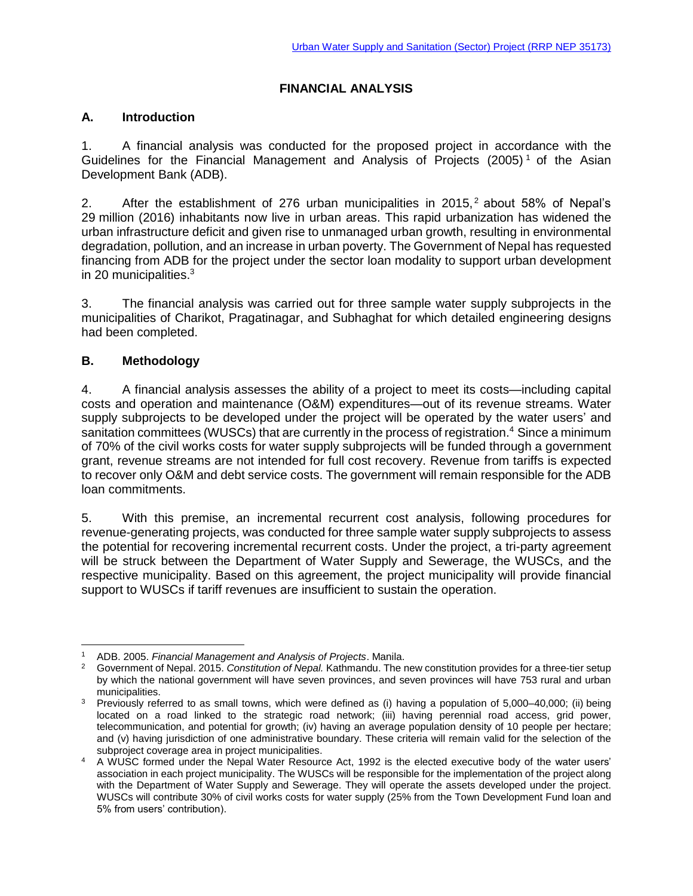# FINANCIAL ANALYSIS

## A. Introduction

1. A financial analysis was conducted for the proposed project in accordance with the Guidelines for the Financial Management and Analysis of Projects (2005)[1] of the Asian Development Bank (ADB).

2. After the establishment of 276 urban municipalities in 2015,[2] about 58% of Nepal's 29 million (2016) inhabitants now live in urban areas. This rapid urbanization has widened the urban infrastructure deficit and given rise to unmanaged urban growth, resulting in environmental degradation, pollution, and an increase in urban poverty. The Government of Nepal has requested financing from ADB for the project under the sector loan modality to support urban development in 20 municipalities.[3]

3. The financial analysis was carried out for three sample water supply subprojects in the municipalities of Charikot, Pragatinagar, and Subhaghat for which detailed engineering designs had been completed.

## B. Methodology

4. A financial analysis assesses the ability of a project to meet its costs—including capital costs and operation and maintenance (O&M) expenditures—out of its revenue streams. Water supply subprojects to be developed under the project will be operated by the water users' and sanitation committees (WUSCs) that are currently in the process of registration.[4] Since a minimum of 70% of the civil works costs for water supply subprojects will be funded through a government grant, revenue streams are not intended for full cost recovery. Revenue from tariffs is expected to recover only O&M and debt service costs. The government will remain responsible for the ADB loan commitments.

5. With this premise, an incremental recurrent cost analysis, following procedures for revenue-generating projects, was conducted for three sample water supply subprojects to assess the potential for recovering incremental recurrent costs. Under the project, a tri-party agreement will be struck between the Department of Water Supply and Sewerage, the WUSCs, and the respective municipality. Based on this agreement, the project municipality will provide financial support to WUSCs if tariff revenues are insufficient to sustain the operation.

---

[1] ADB. 2005. *Financial Management and Analysis of Projects*. Manila.

[2] Government of Nepal. 2015. *Constitution of Nepal.* Kathmandu. The new constitution provides for a three-tier setup by which the national government will have seven provinces, and seven provinces will have 753 rural and urban municipalities.

[3] Previously referred to as small towns, which were defined as (i) having a population of 5,000–40,000; (ii) being located on a road linked to the strategic road network; (iii) having perennial road access, grid power, telecommunication, and potential for growth; (iv) having an average population density of 10 people per hectare; and (v) having jurisdiction of one administrative boundary. These criteria will remain valid for the selection of the subproject coverage area in project municipalities.

[4] A WUSC formed under the Nepal Water Resource Act, 1992 is the elected executive body of the water users' association in each project municipality. The WUSCs will be responsible for the implementation of the project along with the Department of Water Supply and Sewerage. They will operate the assets developed under the project. WUSCs will contribute 30% of civil works costs for water supply (25% from the Town Development Fund loan and 5% from users' contribution).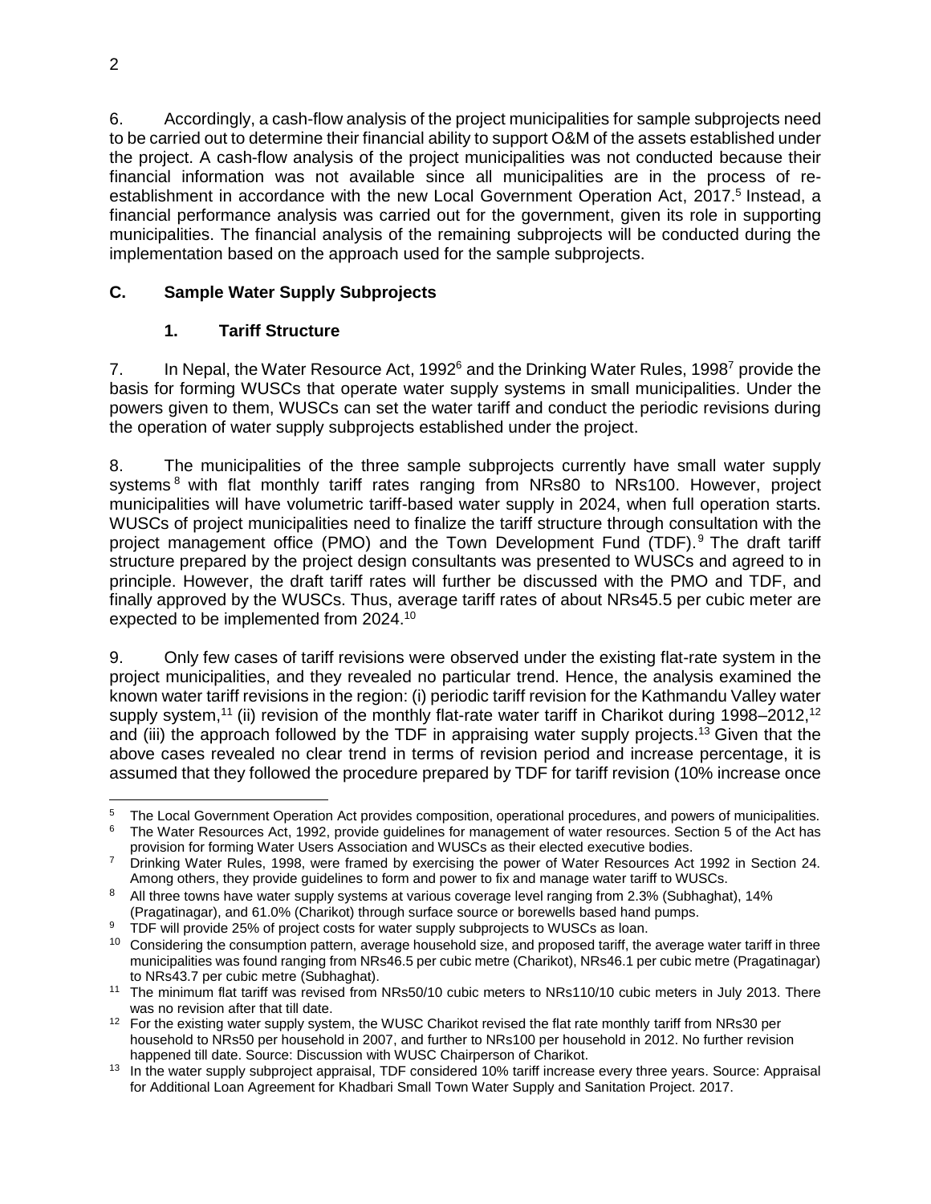6. Accordingly, a cash-flow analysis of the project municipalities for sample subprojects need to be carried out to determine their financial ability to support O&M of the assets established under the project. A cash-flow analysis of the project municipalities was not conducted because their financial information was not available since all municipalities are in the process of re-establishment in accordance with the new Local Government Operation Act, 2017.[5] Instead, a financial performance analysis was carried out for the government, given its role in supporting municipalities. The financial analysis of the remaining subprojects will be conducted during the implementation based on the approach used for the sample subprojects.

## C. Sample Water Supply Subprojects

### 1. Tariff Structure

7. In Nepal, the Water Resource Act, 1992[6] and the Drinking Water Rules, 1998[7] provide the basis for forming WUSCs that operate water supply systems in small municipalities. Under the powers given to them, WUSCs can set the water tariff and conduct the periodic revisions during the operation of water supply subprojects established under the project.

8. The municipalities of the three sample subprojects currently have small water supply systems[8] with flat monthly tariff rates ranging from NRs80 to NRs100. However, project municipalities will have volumetric tariff-based water supply in 2024, when full operation starts. WUSCs of project municipalities need to finalize the tariff structure through consultation with the project management office (PMO) and the Town Development Fund (TDF).[9] The draft tariff structure prepared by the project design consultants was presented to WUSCs and agreed to in principle. However, the draft tariff rates will further be discussed with the PMO and TDF, and finally approved by the WUSCs. Thus, average tariff rates of about NRs45.5 per cubic meter are expected to be implemented from 2024.[10]

9. Only few cases of tariff revisions were observed under the existing flat-rate system in the project municipalities, and they revealed no particular trend. Hence, the analysis examined the known water tariff revisions in the region: (i) periodic tariff revision for the Kathmandu Valley water supply system,[11] (ii) revision of the monthly flat-rate water tariff in Charikot during 1998–2012,[12] and (iii) the approach followed by the TDF in appraising water supply projects.[13] Given that the above cases revealed no clear trend in terms of revision period and increase percentage, it is assumed that they followed the procedure prepared by TDF for tariff revision (10% increase once

---

[5] The Local Government Operation Act provides composition, operational procedures, and powers of municipalities.

[6] The Water Resources Act, 1992, provide guidelines for management of water resources. Section 5 of the Act has provision for forming Water Users Association and WUSCs as their elected executive bodies.

[7] Drinking Water Rules, 1998, were framed by exercising the power of Water Resources Act 1992 in Section 24. Among others, they provide guidelines to form and power to fix and manage water tariff to WUSCs.

[8] All three towns have water supply systems at various coverage level ranging from 2.3% (Subhaghat), 14% (Pragatinagar), and 61.0% (Charikot) through surface source or borewells based hand pumps.

[9] TDF will provide 25% of project costs for water supply subprojects to WUSCs as loan.

[10] Considering the consumption pattern, average household size, and proposed tariff, the average water tariff in three municipalities was found ranging from NRs46.5 per cubic metre (Charikot), NRs46.1 per cubic metre (Pragatinagar) to NRs43.7 per cubic metre (Subhaghat).

[11] The minimum flat tariff was revised from NRs50/10 cubic meters to NRs110/10 cubic meters in July 2013. There was no revision after that till date.

[12] For the existing water supply system, the WUSC Charikot revised the flat rate monthly tariff from NRs30 per household to NRs50 per household in 2007, and further to NRs100 per household in 2012. No further revision happened till date. Source: Discussion with WUSC Chairperson of Charikot.

[13] In the water supply subproject appraisal, TDF considered 10% tariff increase every three years. Source: Appraisal for Additional Loan Agreement for Khadbari Small Town Water Supply and Sanitation Project. 2017.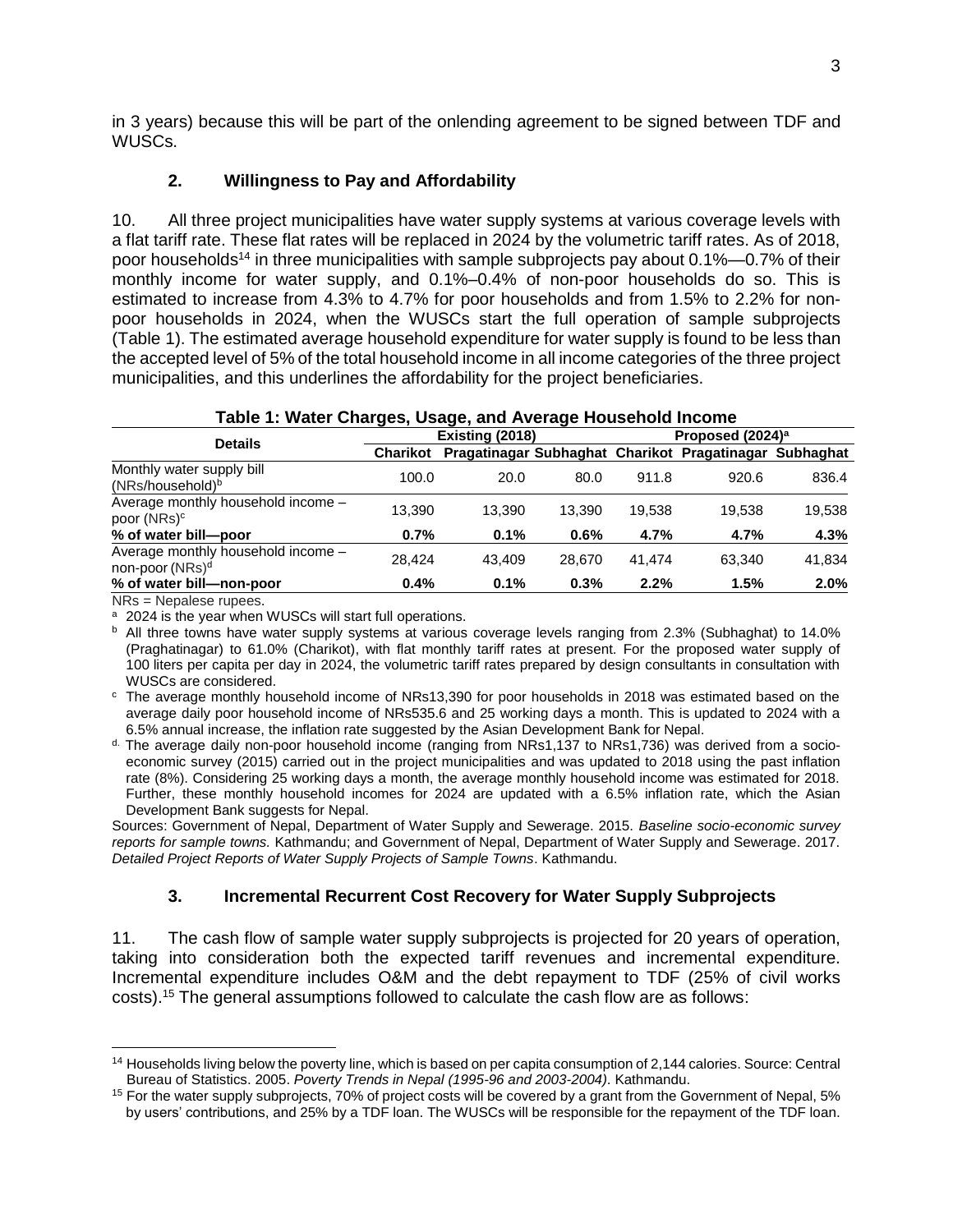in 3 years) because this will be part of the onlending agreement to be signed between TDF and WUSCs.

### 2. Willingness to Pay and Affordability

10. All three project municipalities have water supply systems at various coverage levels with a flat tariff rate. These flat rates will be replaced in 2024 by the volumetric tariff rates. As of 2018, poor households[14] in three municipalities with sample subprojects pay about 0.1%—0.7% of their monthly income for water supply, and 0.1%–0.4% of non-poor households do so. This is estimated to increase from 4.3% to 4.7% for poor households and from 1.5% to 2.2% for non-poor households in 2024, when the WUSCs start the full operation of sample subprojects (Table 1). The estimated average household expenditure for water supply is found to be less than the accepted level of 5% of the total household income in all income categories of the three project municipalities, and this underlines the affordability for the project beneficiaries.

**Table 1: Water Charges, Usage, and Average Household Income**

| Details | Existing (2018) | | | Proposed (2024)[a] | | |
|---|---|---|---|---|---|---|
| | Charikot | Pragatinagar | Subhaghat | Charikot | Pragatinagar | Subhaghat |
| Monthly water supply bill (NRs/household)[b] | 100.0 | 20.0 | 80.0 | 911.8 | 920.6 | 836.4 |
| Average monthly household income – poor (NRs)[c] | 13,390 | 13,390 | 13,390 | 19,538 | 19,538 | 19,538 |
| **% of water bill—poor** | **0.7%** | **0.1%** | **0.6%** | **4.7%** | **4.7%** | **4.3%** |
| Average monthly household income – non-poor (NRs)[d] | 28,424 | 43,409 | 28,670 | 41,474 | 63,340 | 41,834 |
| **% of water bill—non-poor** | **0.4%** | **0.1%** | **0.3%** | **2.2%** | **1.5%** | **2.0%** |

NRs = Nepalese rupees.

[a] 2024 is the year when WUSCs will start full operations.

[b] All three towns have water supply systems at various coverage levels ranging from 2.3% (Subhaghat) to 14.0% (Praghatinagar) to 61.0% (Charikot), with flat monthly tariff rates at present. For the proposed water supply of 100 liters per capita per day in 2024, the volumetric tariff rates prepared by design consultants in consultation with WUSCs are considered.

[c] The average monthly household income of NRs13,390 for poor households in 2018 was estimated based on the average daily poor household income of NRs535.6 and 25 working days a month. This is updated to 2024 with a 6.5% annual increase, the inflation rate suggested by the Asian Development Bank for Nepal.

[d] The average daily non-poor household income (ranging from NRs1,137 to NRs1,736) was derived from a socio-economic survey (2015) carried out in the project municipalities and was updated to 2018 using the past inflation rate (8%). Considering 25 working days a month, the average monthly household income was estimated for 2018. Further, these monthly household incomes for 2024 are updated with a 6.5% inflation rate, which the Asian Development Bank suggests for Nepal.

Sources: Government of Nepal, Department of Water Supply and Sewerage. 2015. *Baseline socio-economic survey reports for sample towns.* Kathmandu; and Government of Nepal, Department of Water Supply and Sewerage. 2017. *Detailed Project Reports of Water Supply Projects of Sample Towns*. Kathmandu.

### 3. Incremental Recurrent Cost Recovery for Water Supply Subprojects

11. The cash flow of sample water supply subprojects is projected for 20 years of operation, taking into consideration both the expected tariff revenues and incremental expenditure. Incremental expenditure includes O&M and the debt repayment to TDF (25% of civil works costs).[15] The general assumptions followed to calculate the cash flow are as follows:

[14] Households living below the poverty line, which is based on per capita consumption of 2,144 calories. Source: Central Bureau of Statistics. 2005. *Poverty Trends in Nepal (1995-96 and 2003-2004)*. Kathmandu.

[15] For the water supply subprojects, 70% of project costs will be covered by a grant from the Government of Nepal, 5% by users' contributions, and 25% by a TDF loan. The WUSCs will be responsible for the repayment of the TDF loan.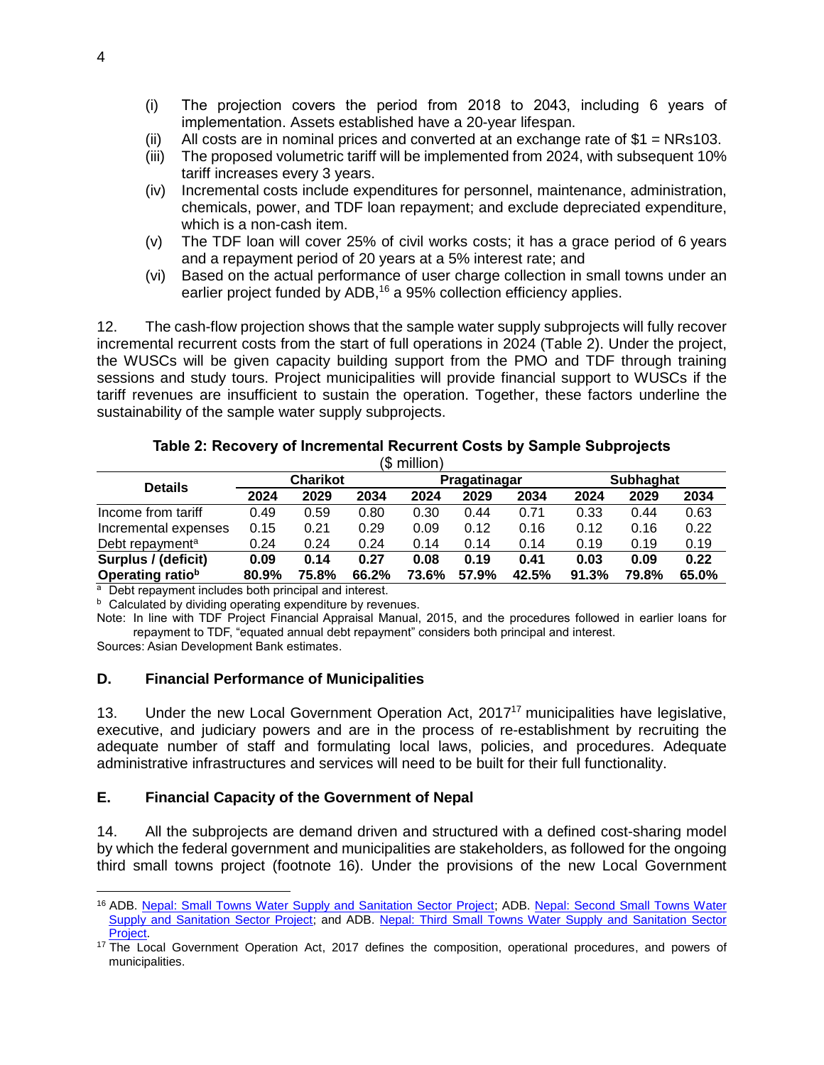(i) The projection covers the period from 2018 to 2043, including 6 years of implementation. Assets established have a 20-year lifespan.
(ii) All costs are in nominal prices and converted at an exchange rate of $1 = NRs103.
(iii) The proposed volumetric tariff will be implemented from 2024, with subsequent 10% tariff increases every 3 years.
(iv) Incremental costs include expenditures for personnel, maintenance, administration, chemicals, power, and TDF loan repayment; and exclude depreciated expenditure, which is a non-cash item.
(v) The TDF loan will cover 25% of civil works costs; it has a grace period of 6 years and a repayment period of 20 years at a 5% interest rate; and
(vi) Based on the actual performance of user charge collection in small towns under an earlier project funded by ADB,[16] a 95% collection efficiency applies.

12. The cash-flow projection shows that the sample water supply subprojects will fully recover incremental recurrent costs from the start of full operations in 2024 (Table 2). Under the project, the WUSCs will be given capacity building support from the PMO and TDF through training sessions and study tours. Project municipalities will provide financial support to WUSCs if the tariff revenues are insufficient to sustain the operation. Together, these factors underline the sustainability of the sample water supply subprojects.

**Table 2: Recovery of Incremental Recurrent Costs by Sample Subprojects**
($ million)

| Details | Charikot | | | Pragatinagar | | | Subhaghat | | |
|---|---|---|---|---|---|---|---|---|---|
| | 2024 | 2029 | 2034 | 2024 | 2029 | 2034 | 2024 | 2029 | 2034 |
| Income from tariff | 0.49 | 0.59 | 0.80 | 0.30 | 0.44 | 0.71 | 0.33 | 0.44 | 0.63 |
| Incremental expenses | 0.15 | 0.21 | 0.29 | 0.09 | 0.12 | 0.16 | 0.12 | 0.16 | 0.22 |
| Debt repayment[a] | 0.24 | 0.24 | 0.24 | 0.14 | 0.14 | 0.14 | 0.19 | 0.19 | 0.19 |
| **Surplus / (deficit)** | **0.09** | **0.14** | **0.27** | **0.08** | **0.19** | **0.41** | **0.03** | **0.09** | **0.22** |
| **Operating ratio[b]** | **80.9%** | **75.8%** | **66.2%** | **73.6%** | **57.9%** | **42.5%** | **91.3%** | **79.8%** | **65.0%** |

[a] Debt repayment includes both principal and interest.
[b] Calculated by dividing operating expenditure by revenues.
Note: In line with TDF Project Financial Appraisal Manual, 2015, and the procedures followed in earlier loans for repayment to TDF, "equated annual debt repayment" considers both principal and interest.
Sources: Asian Development Bank estimates.

## D. Financial Performance of Municipalities

13. Under the new Local Government Operation Act, 2017[17] municipalities have legislative, executive, and judiciary powers and are in the process of re-establishment by recruiting the adequate number of staff and formulating local laws, policies, and procedures. Adequate administrative infrastructures and services will need to be built for their full functionality.

## E. Financial Capacity of the Government of Nepal

14. All the subprojects are demand driven and structured with a defined cost-sharing model by which the federal government and municipalities are stakeholders, as followed for the ongoing third small towns project (footnote 16). Under the provisions of the new Local Government

---

[16] ADB. Nepal: Small Towns Water Supply and Sanitation Sector Project; ADB. Nepal: Second Small Towns Water Supply and Sanitation Sector Project; and ADB. Nepal: Third Small Towns Water Supply and Sanitation Sector Project.

[17] The Local Government Operation Act, 2017 defines the composition, operational procedures, and powers of municipalities.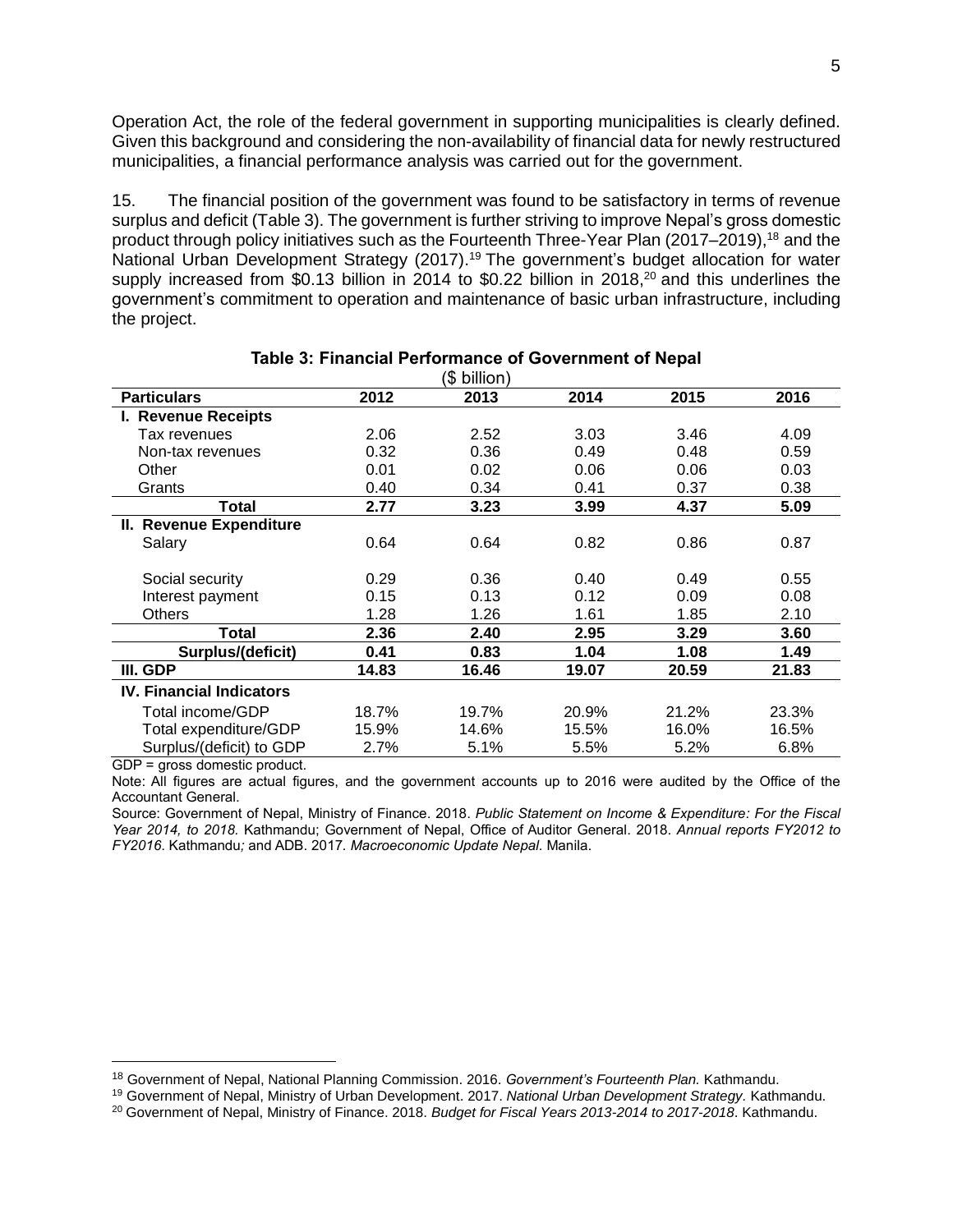Operation Act, the role of the federal government in supporting municipalities is clearly defined. Given this background and considering the non-availability of financial data for newly restructured municipalities, a financial performance analysis was carried out for the government.

15. The financial position of the government was found to be satisfactory in terms of revenue surplus and deficit (Table 3). The government is further striving to improve Nepal's gross domestic product through policy initiatives such as the Fourteenth Three-Year Plan (2017–2019),[18] and the National Urban Development Strategy (2017).[19] The government's budget allocation for water supply increased from $0.13 billion in 2014 to $0.22 billion in 2018,[20] and this underlines the government's commitment to operation and maintenance of basic urban infrastructure, including the project.

**Table 3: Financial Performance of Government of Nepal**

($ billion)

| Particulars | 2012 | 2013 | 2014 | 2015 | 2016 |
|---|---|---|---|---|---|
| **I. Revenue Receipts** | | | | | |
| Tax revenues | 2.06 | 2.52 | 3.03 | 3.46 | 4.09 |
| Non-tax revenues | 0.32 | 0.36 | 0.49 | 0.48 | 0.59 |
| Other | 0.01 | 0.02 | 0.06 | 0.06 | 0.03 |
| Grants | 0.40 | 0.34 | 0.41 | 0.37 | 0.38 |
| **Total** | **2.77** | **3.23** | **3.99** | **4.37** | **5.09** |
| **II. Revenue Expenditure** | | | | | |
| Salary | 0.64 | 0.64 | 0.82 | 0.86 | 0.87 |
| Social security | 0.29 | 0.36 | 0.40 | 0.49 | 0.55 |
| Interest payment | 0.15 | 0.13 | 0.12 | 0.09 | 0.08 |
| Others | 1.28 | 1.26 | 1.61 | 1.85 | 2.10 |
| **Total** | **2.36** | **2.40** | **2.95** | **3.29** | **3.60** |
| **Surplus/(deficit)** | **0.41** | **0.83** | **1.04** | **1.08** | **1.49** |
| **III. GDP** | **14.83** | **16.46** | **19.07** | **20.59** | **21.83** |
| **IV. Financial Indicators** | | | | | |
| Total income/GDP | 18.7% | 19.7% | 20.9% | 21.2% | 23.3% |
| Total expenditure/GDP | 15.9% | 14.6% | 15.5% | 16.0% | 16.5% |
| Surplus/(deficit) to GDP | 2.7% | 5.1% | 5.5% | 5.2% | 6.8% |

GDP = gross domestic product.

Note: All figures are actual figures, and the government accounts up to 2016 were audited by the Office of the Accountant General.

Source: Government of Nepal, Ministry of Finance. 2018. *Public Statement on Income & Expenditure: For the Fiscal Year 2014, to 2018.* Kathmandu; Government of Nepal, Office of Auditor General. 2018. *Annual reports FY2012 to FY2016.* Kathmandu*;* and ADB. 2017. *Macroeconomic Update Nepal.* Manila.

[18] Government of Nepal, National Planning Commission. 2016. *Government's Fourteenth Plan.* Kathmandu.

[19] Government of Nepal, Ministry of Urban Development. 2017. *National Urban Development Strategy.* Kathmandu.

[20] Government of Nepal, Ministry of Finance. 2018. *Budget for Fiscal Years 2013-2014 to 2017-2018*. Kathmandu.